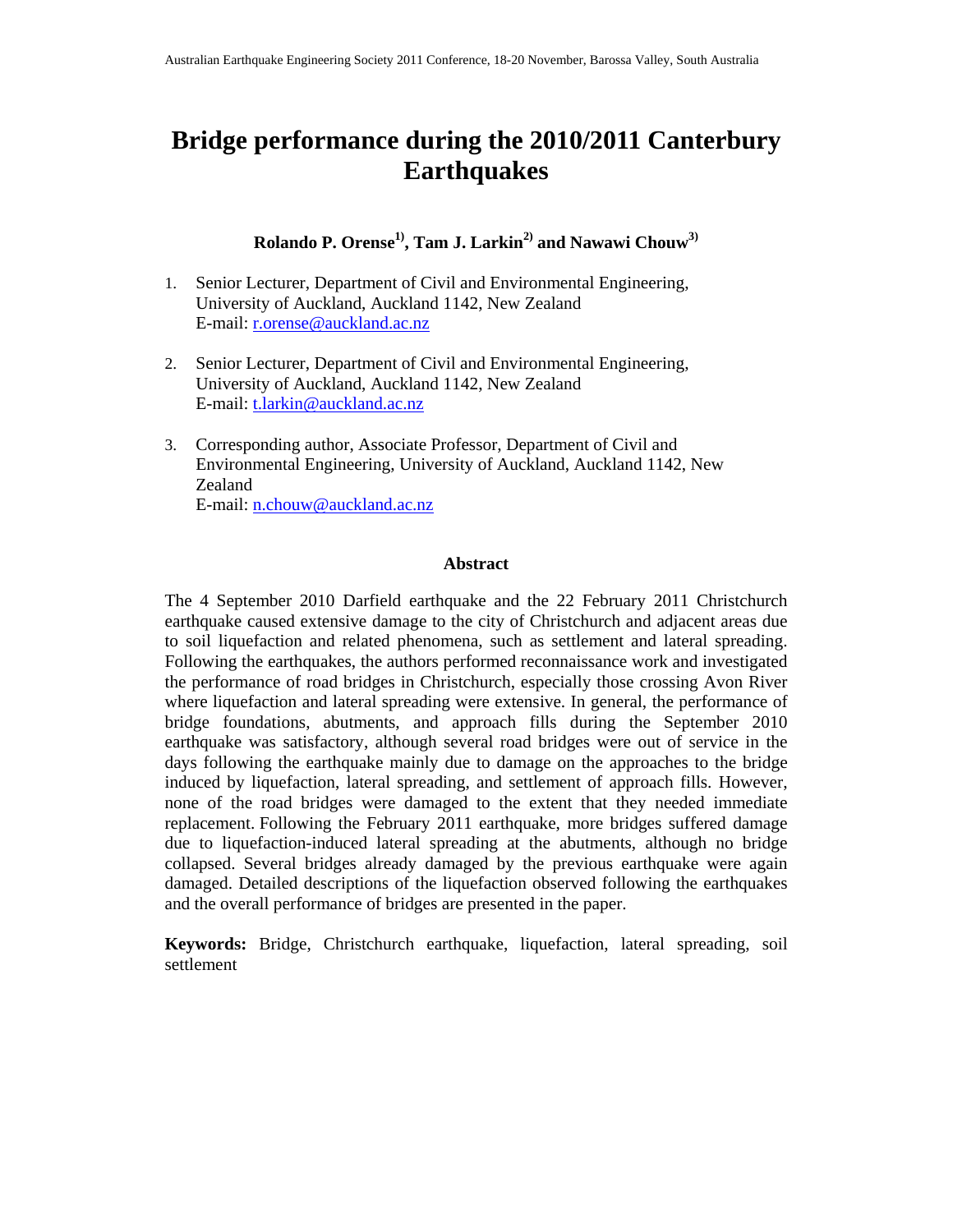# Bridge performance during the 2010/2011 Canterbury Earthquakes

**Rolando P. Orense[1], Tam J. Larkin[2] and Nawawi Chouw[3]**

1. Senior Lecturer, Department of Civil and Environmental Engineering, University of Auckland, Auckland 1142, New Zealand
   E-mail: r.orense@auckland.ac.nz

2. Senior Lecturer, Department of Civil and Environmental Engineering, University of Auckland, Auckland 1142, New Zealand
   E-mail: t.larkin@auckland.ac.nz

3. Corresponding author, Associate Professor, Department of Civil and Environmental Engineering, University of Auckland, Auckland 1142, New Zealand
   E-mail: n.chouw@auckland.ac.nz

## Abstract

The 4 September 2010 Darfield earthquake and the 22 February 2011 Christchurch earthquake caused extensive damage to the city of Christchurch and adjacent areas due to soil liquefaction and related phenomena, such as settlement and lateral spreading. Following the earthquakes, the authors performed reconnaissance work and investigated the performance of road bridges in Christchurch, especially those crossing Avon River where liquefaction and lateral spreading were extensive. In general, the performance of bridge foundations, abutments, and approach fills during the September 2010 earthquake was satisfactory, although several road bridges were out of service in the days following the earthquake mainly due to damage on the approaches to the bridge induced by liquefaction, lateral spreading, and settlement of approach fills. However, none of the road bridges were damaged to the extent that they needed immediate replacement. Following the February 2011 earthquake, more bridges suffered damage due to liquefaction-induced lateral spreading at the abutments, although no bridge collapsed. Several bridges already damaged by the previous earthquake were again damaged. Detailed descriptions of the liquefaction observed following the earthquakes and the overall performance of bridges are presented in the paper.

**Keywords:** Bridge, Christchurch earthquake, liquefaction, lateral spreading, soil settlement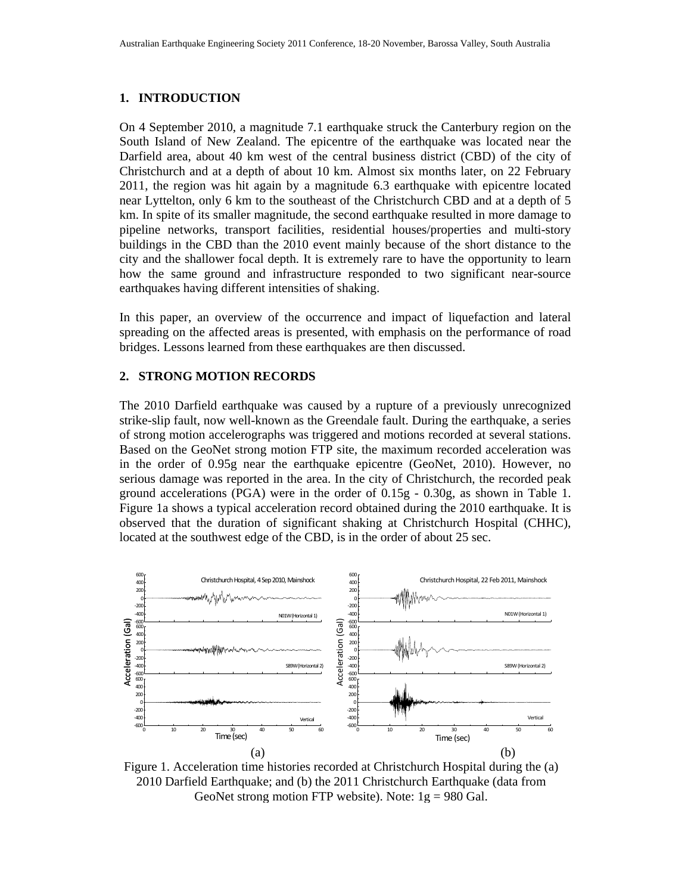## 1. INTRODUCTION

On 4 September 2010, a magnitude 7.1 earthquake struck the Canterbury region on the South Island of New Zealand. The epicentre of the earthquake was located near the Darfield area, about 40 km west of the central business district (CBD) of the city of Christchurch and at a depth of about 10 km. Almost six months later, on 22 February 2011, the region was hit again by a magnitude 6.3 earthquake with epicentre located near Lyttelton, only 6 km to the southeast of the Christchurch CBD and at a depth of 5 km. In spite of its smaller magnitude, the second earthquake resulted in more damage to pipeline networks, transport facilities, residential houses/properties and multi-story buildings in the CBD than the 2010 event mainly because of the short distance to the city and the shallower focal depth. It is extremely rare to have the opportunity to learn how the same ground and infrastructure responded to two significant near-source earthquakes having different intensities of shaking.

In this paper, an overview of the occurrence and impact of liquefaction and lateral spreading on the affected areas is presented, with emphasis on the performance of road bridges. Lessons learned from these earthquakes are then discussed.

## 2. STRONG MOTION RECORDS

The 2010 Darfield earthquake was caused by a rupture of a previously unrecognized strike-slip fault, now well-known as the Greendale fault. During the earthquake, a series of strong motion accelerographs was triggered and motions recorded at several stations. Based on the GeoNet strong motion FTP site, the maximum recorded acceleration was in the order of 0.95g near the earthquake epicentre (GeoNet, 2010). However, no serious damage was reported in the area. In the city of Christchurch, the recorded peak ground accelerations (PGA) were in the order of 0.15g - 0.30g, as shown in Table 1. Figure 1a shows a typical acceleration record obtained during the 2010 earthquake. It is observed that the duration of significant shaking at Christchurch Hospital (CHHC), located at the southwest edge of the CBD, is in the order of about 25 sec.

(a) (b)

Figure 1. Acceleration time histories recorded at Christchurch Hospital during the (a) 2010 Darfield Earthquake; and (b) the 2011 Christchurch Earthquake (data from GeoNet strong motion FTP website). Note: 1g = 980 Gal.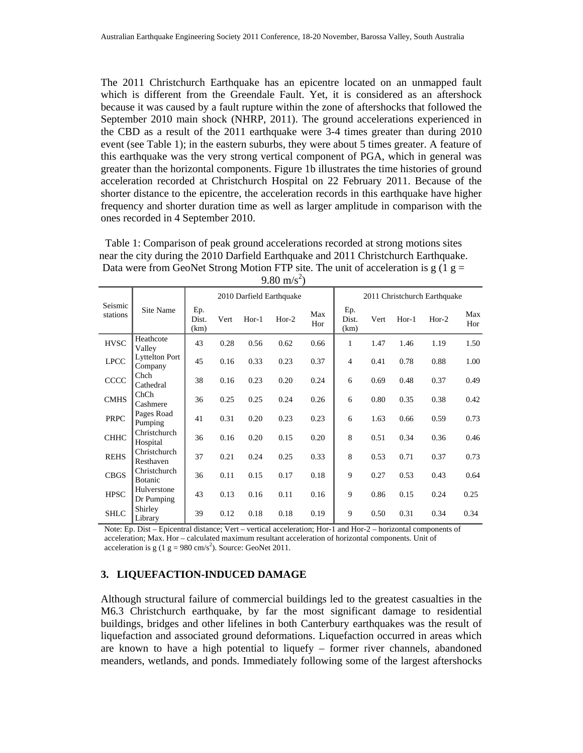The 2011 Christchurch Earthquake has an epicentre located on an unmapped fault which is different from the Greendale Fault. Yet, it is considered as an aftershock because it was caused by a fault rupture within the zone of aftershocks that followed the September 2010 main shock (NHRP, 2011). The ground accelerations experienced in the CBD as a result of the 2011 earthquake were 3-4 times greater than during 2010 event (see Table 1); in the eastern suburbs, they were about 5 times greater. A feature of this earthquake was the very strong vertical component of PGA, which in general was greater than the horizontal components. Figure 1b illustrates the time histories of ground acceleration recorded at Christchurch Hospital on 22 February 2011. Because of the shorter distance to the epicentre, the acceleration records in this earthquake have higher frequency and shorter duration time as well as larger amplitude in comparison with the ones recorded in 4 September 2010.

Table 1: Comparison of peak ground accelerations recorded at strong motions sites near the city during the 2010 Darfield Earthquake and 2011 Christchurch Earthquake. Data were from GeoNet Strong Motion FTP site. The unit of acceleration is g (1 g = 9.80 m/s$^2$)

| Seismic stations | Site Name | 2010 Darfield Earthquake | | | | | 2011 Christchurch Earthquake | | | | |
|---|---|---|---|---|---|---|---|---|---|---|---|
| | | Ep. Dist. (km) | Vert | Hor-1 | Hor-2 | Max Hor | Ep. Dist. (km) | Vert | Hor-1 | Hor-2 | Max Hor |
| HVSC | Heathcote Valley | 43 | 0.28 | 0.56 | 0.62 | 0.66 | 1 | 1.47 | 1.46 | 1.19 | 1.50 |
| LPCC | Lyttelton Port Company | 45 | 0.16 | 0.33 | 0.23 | 0.37 | 4 | 0.41 | 0.78 | 0.88 | 1.00 |
| CCCC | Chch Cathedral | 38 | 0.16 | 0.23 | 0.20 | 0.24 | 6 | 0.69 | 0.48 | 0.37 | 0.49 |
| CMHS | ChCh Cashmere | 36 | 0.25 | 0.25 | 0.24 | 0.26 | 6 | 0.80 | 0.35 | 0.38 | 0.42 |
| PRPC | Pages Road Pumping | 41 | 0.31 | 0.20 | 0.23 | 0.23 | 6 | 1.63 | 0.66 | 0.59 | 0.73 |
| CHHC | Christchurch Hospital | 36 | 0.16 | 0.20 | 0.15 | 0.20 | 8 | 0.51 | 0.34 | 0.36 | 0.46 |
| REHS | Christchurch Resthaven | 37 | 0.21 | 0.24 | 0.25 | 0.33 | 8 | 0.53 | 0.71 | 0.37 | 0.73 |
| CBGS | Christchurch Botanic | 36 | 0.11 | 0.15 | 0.17 | 0.18 | 9 | 0.27 | 0.53 | 0.43 | 0.64 |
| HPSC | Hulverstone Dr Pumping | 43 | 0.13 | 0.16 | 0.11 | 0.16 | 9 | 0.86 | 0.15 | 0.24 | 0.25 |
| SHLC | Shirley Library | 39 | 0.12 | 0.18 | 0.18 | 0.19 | 9 | 0.50 | 0.31 | 0.34 | 0.34 |

Note: Ep. Dist – Epicentral distance; Vert – vertical acceleration; Hor-1 and Hor-2 – horizontal components of acceleration; Max. Hor – calculated maximum resultant acceleration of horizontal components. Unit of acceleration is g (1 g = 980 cm/s$^2$). Source: GeoNet 2011.

## 3. LIQUEFACTION-INDUCED DAMAGE

Although structural failure of commercial buildings led to the greatest casualties in the M6.3 Christchurch earthquake, by far the most significant damage to residential buildings, bridges and other lifelines in both Canterbury earthquakes was the result of liquefaction and associated ground deformations. Liquefaction occurred in areas which are known to have a high potential to liquefy – former river channels, abandoned meanders, wetlands, and ponds. Immediately following some of the largest aftershocks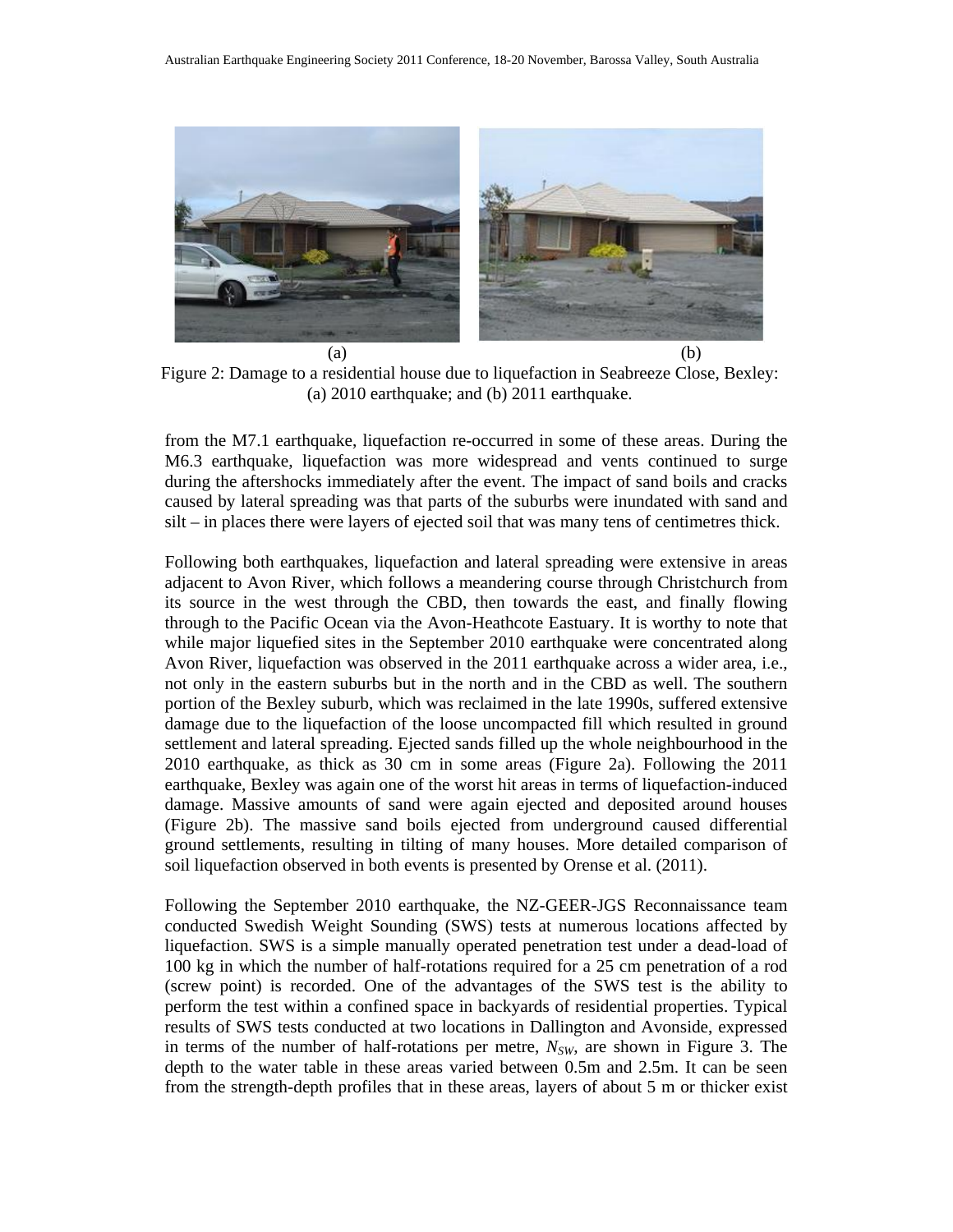(a) (b)

Figure 2: Damage to a residential house due to liquefaction in Seabreeze Close, Bexley: (a) 2010 earthquake; and (b) 2011 earthquake.

from the M7.1 earthquake, liquefaction re-occurred in some of these areas. During the M6.3 earthquake, liquefaction was more widespread and vents continued to surge during the aftershocks immediately after the event. The impact of sand boils and cracks caused by lateral spreading was that parts of the suburbs were inundated with sand and silt – in places there were layers of ejected soil that was many tens of centimetres thick.

Following both earthquakes, liquefaction and lateral spreading were extensive in areas adjacent to Avon River, which follows a meandering course through Christchurch from its source in the west through the CBD, then towards the east, and finally flowing through to the Pacific Ocean via the Avon-Heathcote Eastuary. It is worthy to note that while major liquefied sites in the September 2010 earthquake were concentrated along Avon River, liquefaction was observed in the 2011 earthquake across a wider area, i.e., not only in the eastern suburbs but in the north and in the CBD as well. The southern portion of the Bexley suburb, which was reclaimed in the late 1990s, suffered extensive damage due to the liquefaction of the loose uncompacted fill which resulted in ground settlement and lateral spreading. Ejected sands filled up the whole neighbourhood in the 2010 earthquake, as thick as 30 cm in some areas (Figure 2a). Following the 2011 earthquake, Bexley was again one of the worst hit areas in terms of liquefaction-induced damage. Massive amounts of sand were again ejected and deposited around houses (Figure 2b). The massive sand boils ejected from underground caused differential ground settlements, resulting in tilting of many houses. More detailed comparison of soil liquefaction observed in both events is presented by Orense et al. (2011).

Following the September 2010 earthquake, the NZ-GEER-JGS Reconnaissance team conducted Swedish Weight Sounding (SWS) tests at numerous locations affected by liquefaction. SWS is a simple manually operated penetration test under a dead-load of 100 kg in which the number of half-rotations required for a 25 cm penetration of a rod (screw point) is recorded. One of the advantages of the SWS test is the ability to perform the test within a confined space in backyards of residential properties. Typical results of SWS tests conducted at two locations in Dallington and Avonside, expressed in terms of the number of half-rotations per metre, $N_{SW}$, are shown in Figure 3. The depth to the water table in these areas varied between 0.5m and 2.5m. It can be seen from the strength-depth profiles that in these areas, layers of about 5 m or thicker exist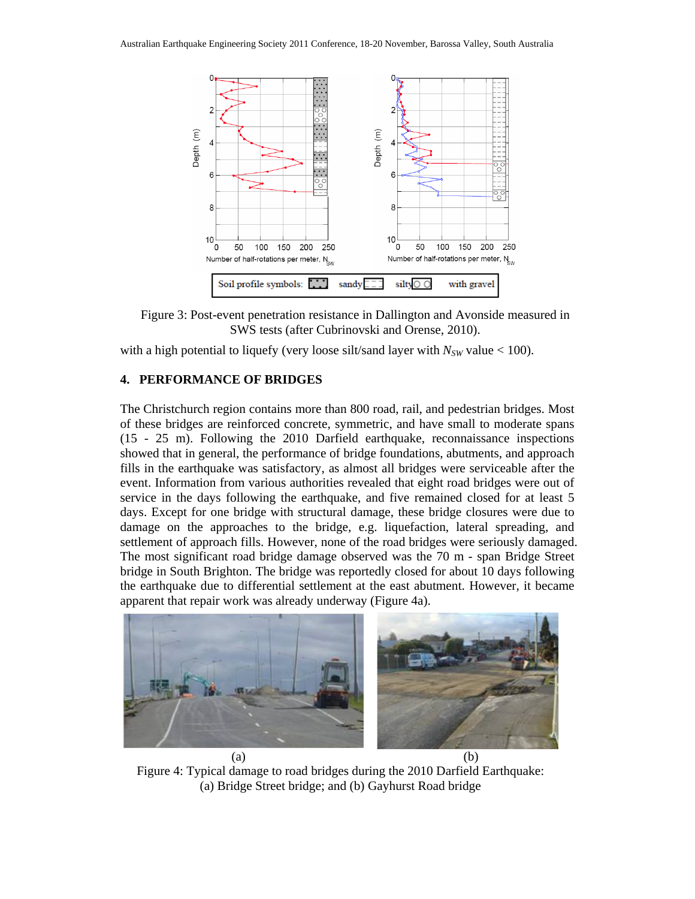Figure 3: Post-event penetration resistance in Dallington and Avonside measured in SWS tests (after Cubrinovski and Orense, 2010).

with a high potential to liquefy (very loose silt/sand layer with $N_{SW}$ value < 100).

## 4. PERFORMANCE OF BRIDGES

The Christchurch region contains more than 800 road, rail, and pedestrian bridges. Most of these bridges are reinforced concrete, symmetric, and have small to moderate spans (15 - 25 m). Following the 2010 Darfield earthquake, reconnaissance inspections showed that in general, the performance of bridge foundations, abutments, and approach fills in the earthquake was satisfactory, as almost all bridges were serviceable after the event. Information from various authorities revealed that eight road bridges were out of service in the days following the earthquake, and five remained closed for at least 5 days. Except for one bridge with structural damage, these bridge closures were due to damage on the approaches to the bridge, e.g. liquefaction, lateral spreading, and settlement of approach fills. However, none of the road bridges were seriously damaged. The most significant road bridge damage observed was the 70 m - span Bridge Street bridge in South Brighton. The bridge was reportedly closed for about 10 days following the earthquake due to differential settlement at the east abutment. However, it became apparent that repair work was already underway (Figure 4a).

(a) (b)

Figure 4: Typical damage to road bridges during the 2010 Darfield Earthquake: (a) Bridge Street bridge; and (b) Gayhurst Road bridge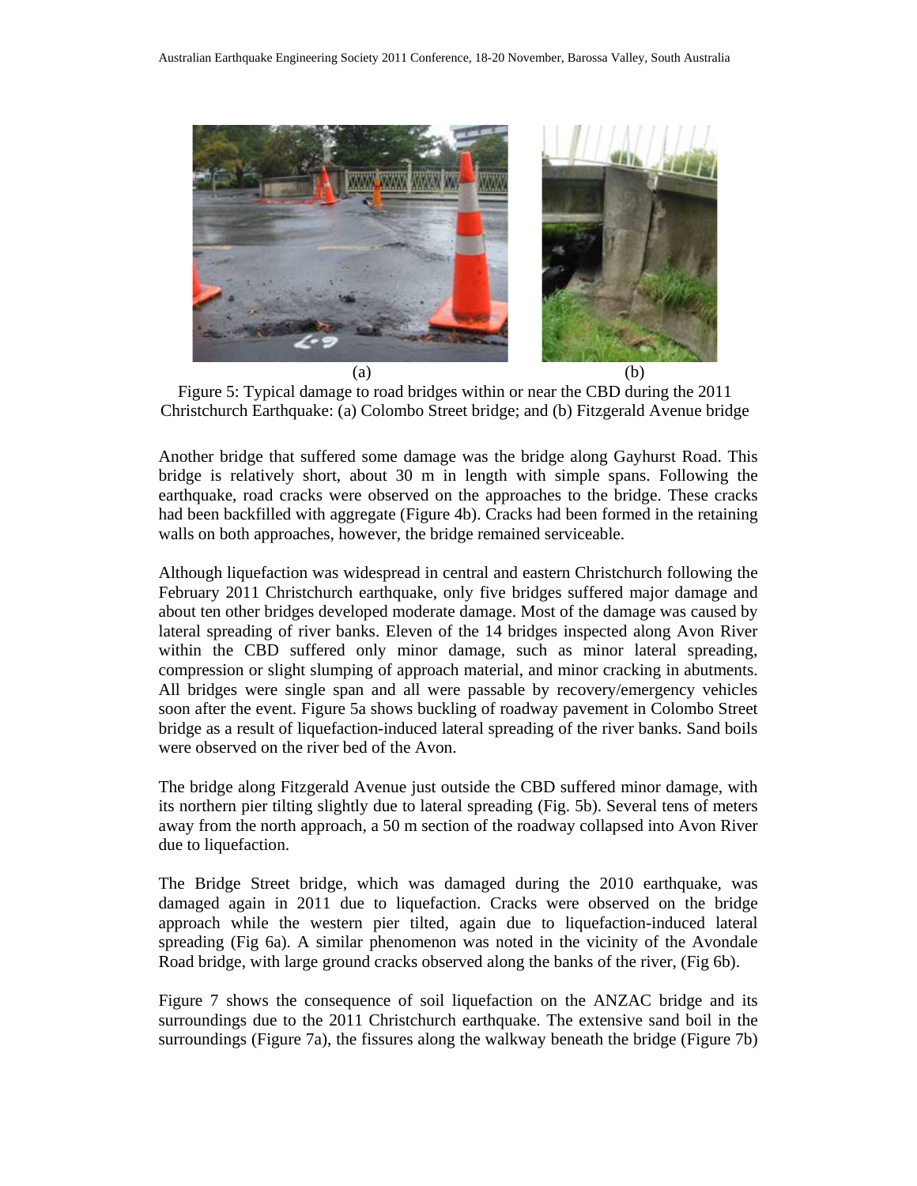(a) (b)

Figure 5: Typical damage to road bridges within or near the CBD during the 2011 Christchurch Earthquake: (a) Colombo Street bridge; and (b) Fitzgerald Avenue bridge

Another bridge that suffered some damage was the bridge along Gayhurst Road. This bridge is relatively short, about 30 m in length with simple spans. Following the earthquake, road cracks were observed on the approaches to the bridge. These cracks had been backfilled with aggregate (Figure 4b). Cracks had been formed in the retaining walls on both approaches, however, the bridge remained serviceable.

Although liquefaction was widespread in central and eastern Christchurch following the February 2011 Christchurch earthquake, only five bridges suffered major damage and about ten other bridges developed moderate damage. Most of the damage was caused by lateral spreading of river banks. Eleven of the 14 bridges inspected along Avon River within the CBD suffered only minor damage, such as minor lateral spreading, compression or slight slumping of approach material, and minor cracking in abutments. All bridges were single span and all were passable by recovery/emergency vehicles soon after the event. Figure 5a shows buckling of roadway pavement in Colombo Street bridge as a result of liquefaction-induced lateral spreading of the river banks. Sand boils were observed on the river bed of the Avon.

The bridge along Fitzgerald Avenue just outside the CBD suffered minor damage, with its northern pier tilting slightly due to lateral spreading (Fig. 5b). Several tens of meters away from the north approach, a 50 m section of the roadway collapsed into Avon River due to liquefaction.

The Bridge Street bridge, which was damaged during the 2010 earthquake, was damaged again in 2011 due to liquefaction. Cracks were observed on the bridge approach while the western pier tilted, again due to liquefaction-induced lateral spreading (Fig 6a). A similar phenomenon was noted in the vicinity of the Avondale Road bridge, with large ground cracks observed along the banks of the river, (Fig 6b).

Figure 7 shows the consequence of soil liquefaction on the ANZAC bridge and its surroundings due to the 2011 Christchurch earthquake. The extensive sand boil in the surroundings (Figure 7a), the fissures along the walkway beneath the bridge (Figure 7b)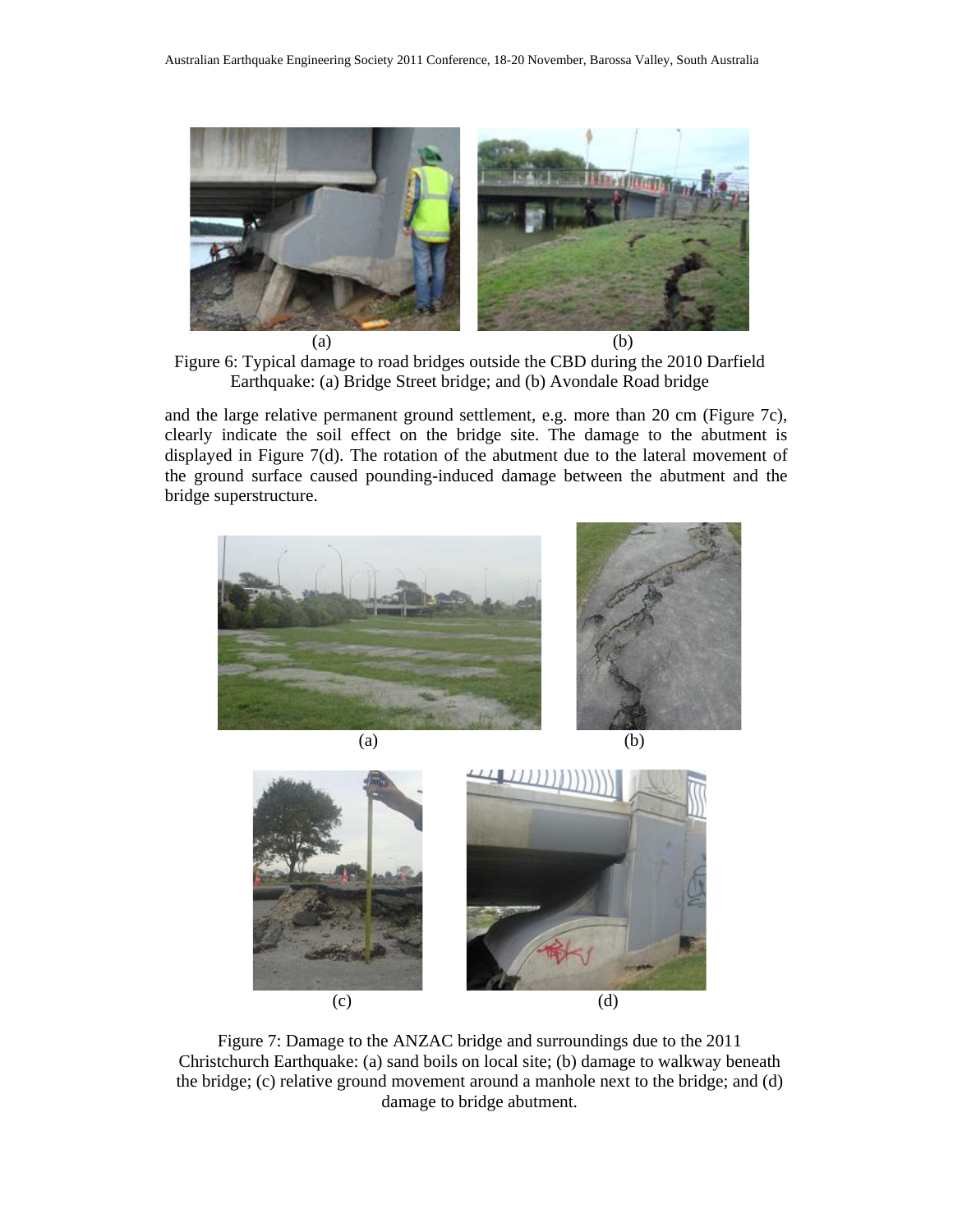(a) (b)

Figure 6: Typical damage to road bridges outside the CBD during the 2010 Darfield Earthquake: (a) Bridge Street bridge; and (b) Avondale Road bridge

and the large relative permanent ground settlement, e.g. more than 20 cm (Figure 7c), clearly indicate the soil effect on the bridge site. The damage to the abutment is displayed in Figure 7(d). The rotation of the abutment due to the lateral movement of the ground surface caused pounding-induced damage between the abutment and the bridge superstructure.

(a) (b)

(c) (d)

Figure 7: Damage to the ANZAC bridge and surroundings due to the 2011 Christchurch Earthquake: (a) sand boils on local site; (b) damage to walkway beneath the bridge; (c) relative ground movement around a manhole next to the bridge; and (d) damage to bridge abutment.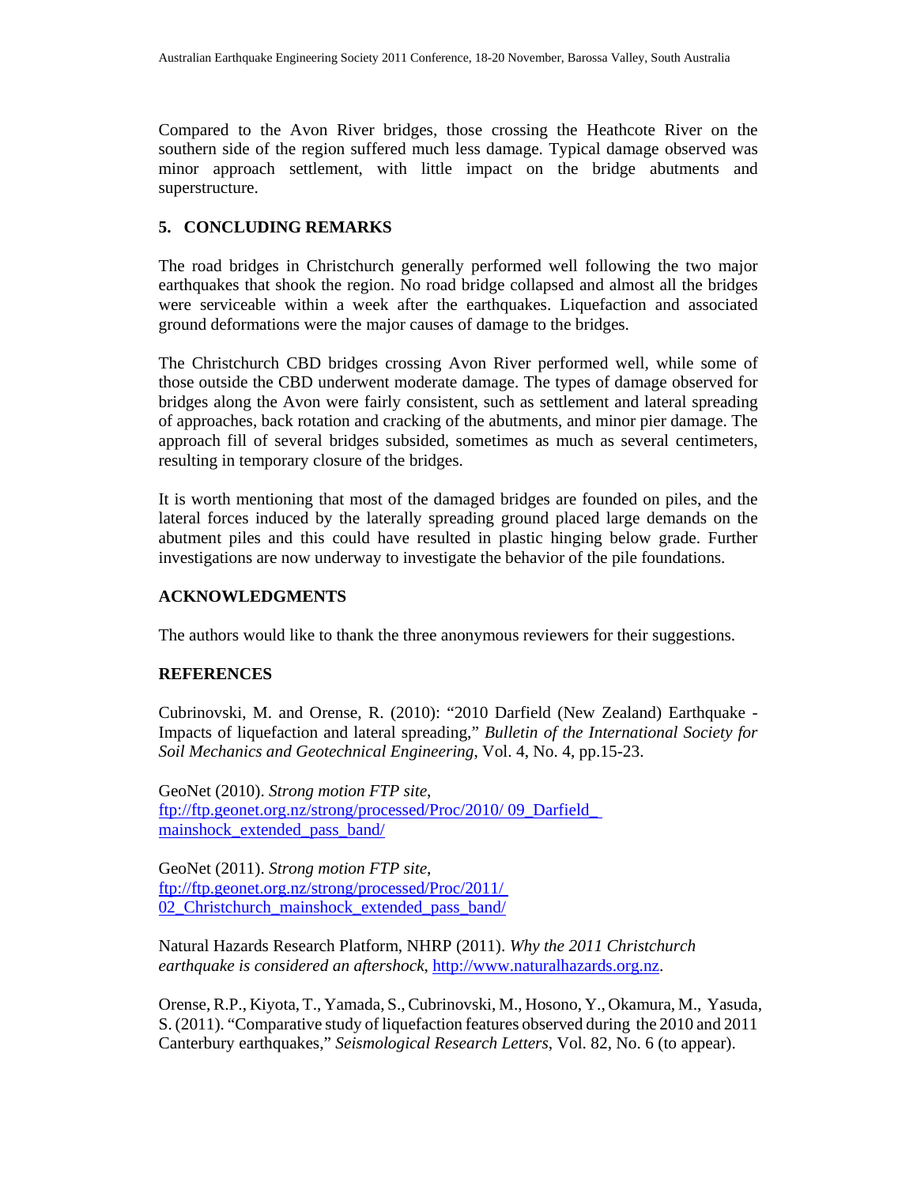Compared to the Avon River bridges, those crossing the Heathcote River on the southern side of the region suffered much less damage. Typical damage observed was minor approach settlement, with little impact on the bridge abutments and superstructure.

## 5. CONCLUDING REMARKS

The road bridges in Christchurch generally performed well following the two major earthquakes that shook the region. No road bridge collapsed and almost all the bridges were serviceable within a week after the earthquakes. Liquefaction and associated ground deformations were the major causes of damage to the bridges.

The Christchurch CBD bridges crossing Avon River performed well, while some of those outside the CBD underwent moderate damage. The types of damage observed for bridges along the Avon were fairly consistent, such as settlement and lateral spreading of approaches, back rotation and cracking of the abutments, and minor pier damage. The approach fill of several bridges subsided, sometimes as much as several centimeters, resulting in temporary closure of the bridges.

It is worth mentioning that most of the damaged bridges are founded on piles, and the lateral forces induced by the laterally spreading ground placed large demands on the abutment piles and this could have resulted in plastic hinging below grade. Further investigations are now underway to investigate the behavior of the pile foundations.

## ACKNOWLEDGMENTS

The authors would like to thank the three anonymous reviewers for their suggestions.

## REFERENCES

Cubrinovski, M. and Orense, R. (2010): "2010 Darfield (New Zealand) Earthquake - Impacts of liquefaction and lateral spreading," *Bulletin of the International Society for Soil Mechanics and Geotechnical Engineering*, Vol. 4, No. 4, pp.15-23.

GeoNet (2010). *Strong motion FTP site*, ftp://ftp.geonet.org.nz/strong/processed/Proc/2010/ 09_Darfield_ mainshock_extended_pass_band/

GeoNet (2011). *Strong motion FTP site*, ftp://ftp.geonet.org.nz/strong/processed/Proc/2011/ 02_Christchurch_mainshock_extended_pass_band/

Natural Hazards Research Platform, NHRP (2011). *Why the 2011 Christchurch earthquake is considered an aftershock*, http://www.naturalhazards.org.nz.

Orense, R.P., Kiyota, T., Yamada, S., Cubrinovski, M., Hosono, Y., Okamura, M., Yasuda, S. (2011). "Comparative study of liquefaction features observed during the 2010 and 2011 Canterbury earthquakes," *Seismological Research Letters*, Vol. 82, No. 6 (to appear).